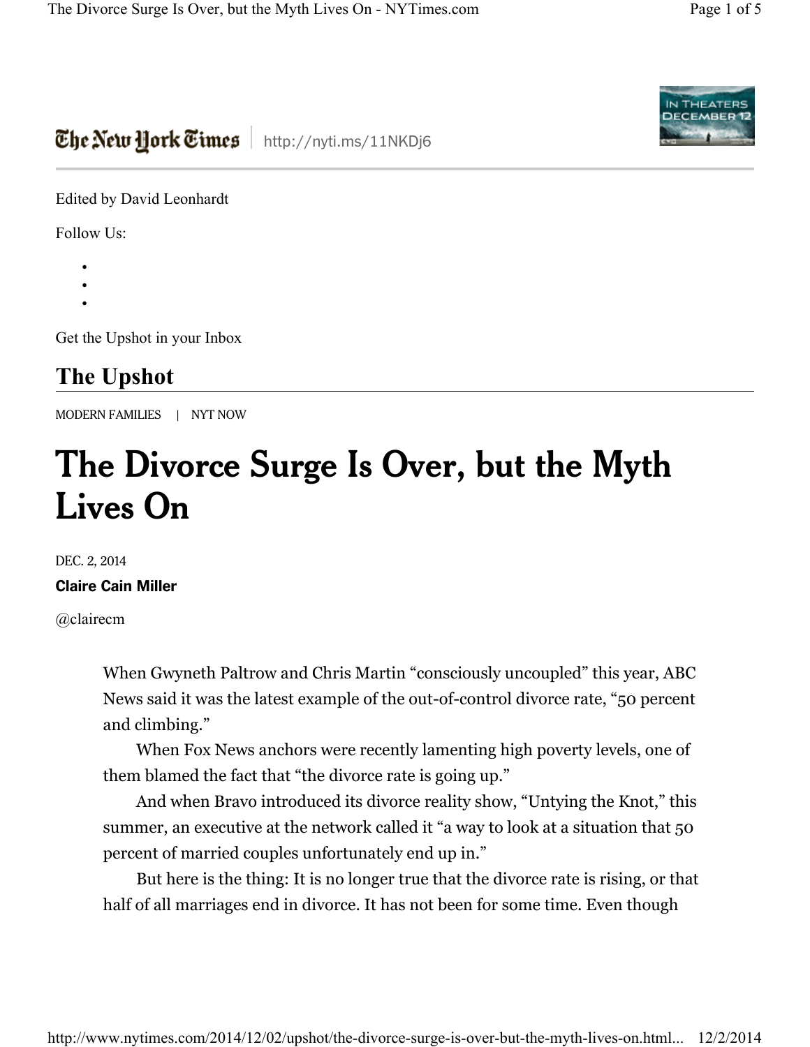The New York Times | http://nyti.ms/11NKDj6

Edited by David Leonhardt

Follow Us:

Get the Upshot in your Inbox

## The Upshot

MODERN FAMILIES | NYT NOW

# The Divorce Surge Is Over, but the Myth Lives On

DEC. 2, 2014

**Claire Cain Miller**

@clairecm

When Gwyneth Paltrow and Chris Martin "consciously uncoupled" this year, ABC News said it was the latest example of the out-of-control divorce rate, "50 percent and climbing."

When Fox News anchors were recently lamenting high poverty levels, one of them blamed the fact that "the divorce rate is going up."

And when Bravo introduced its divorce reality show, "Untying the Knot," this summer, an executive at the network called it "a way to look at a situation that 50 percent of married couples unfortunately end up in."

But here is the thing: It is no longer true that the divorce rate is rising, or that half of all marriages end in divorce. It has not been for some time. Even though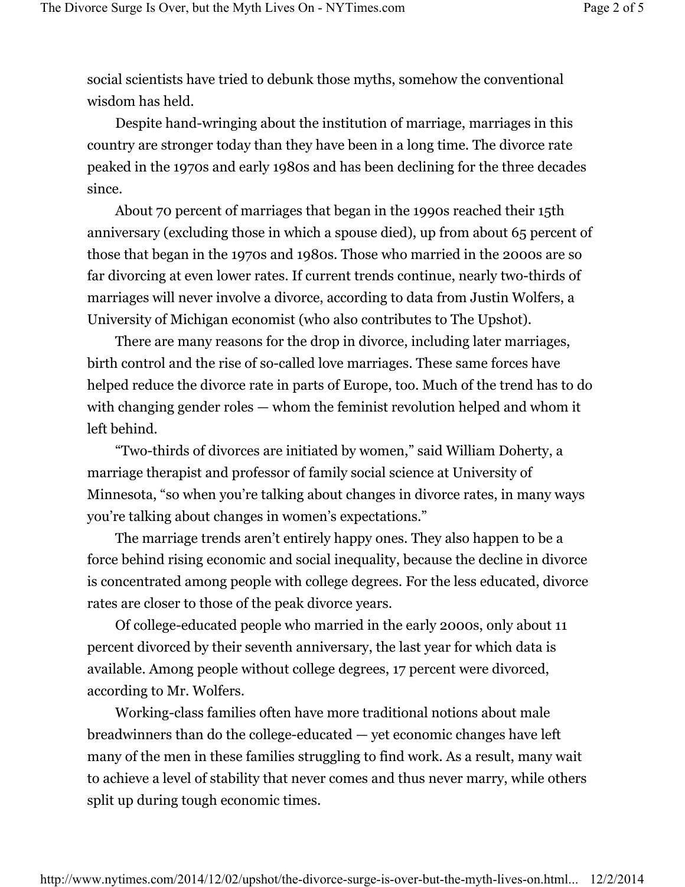social scientists have tried to debunk those myths, somehow the conventional wisdom has held.

Despite hand-wringing about the institution of marriage, marriages in this country are stronger today than they have been in a long time. The divorce rate peaked in the 1970s and early 1980s and has been declining for the three decades since.

About 70 percent of marriages that began in the 1990s reached their 15th anniversary (excluding those in which a spouse died), up from about 65 percent of those that began in the 1970s and 1980s. Those who married in the 2000s are so far divorcing at even lower rates. If current trends continue, nearly two-thirds of marriages will never involve a divorce, according to data from Justin Wolfers, a University of Michigan economist (who also contributes to The Upshot).

There are many reasons for the drop in divorce, including later marriages, birth control and the rise of so-called love marriages. These same forces have helped reduce the divorce rate in parts of Europe, too. Much of the trend has to do with changing gender roles — whom the feminist revolution helped and whom it left behind.

"Two-thirds of divorces are initiated by women," said William Doherty, a marriage therapist and professor of family social science at University of Minnesota, "so when you're talking about changes in divorce rates, in many ways you're talking about changes in women's expectations."

The marriage trends aren't entirely happy ones. They also happen to be a force behind rising economic and social inequality, because the decline in divorce is concentrated among people with college degrees. For the less educated, divorce rates are closer to those of the peak divorce years.

Of college-educated people who married in the early 2000s, only about 11 percent divorced by their seventh anniversary, the last year for which data is available. Among people without college degrees, 17 percent were divorced, according to Mr. Wolfers.

Working-class families often have more traditional notions about male breadwinners than do the college-educated — yet economic changes have left many of the men in these families struggling to find work. As a result, many wait to achieve a level of stability that never comes and thus never marry, while others split up during tough economic times.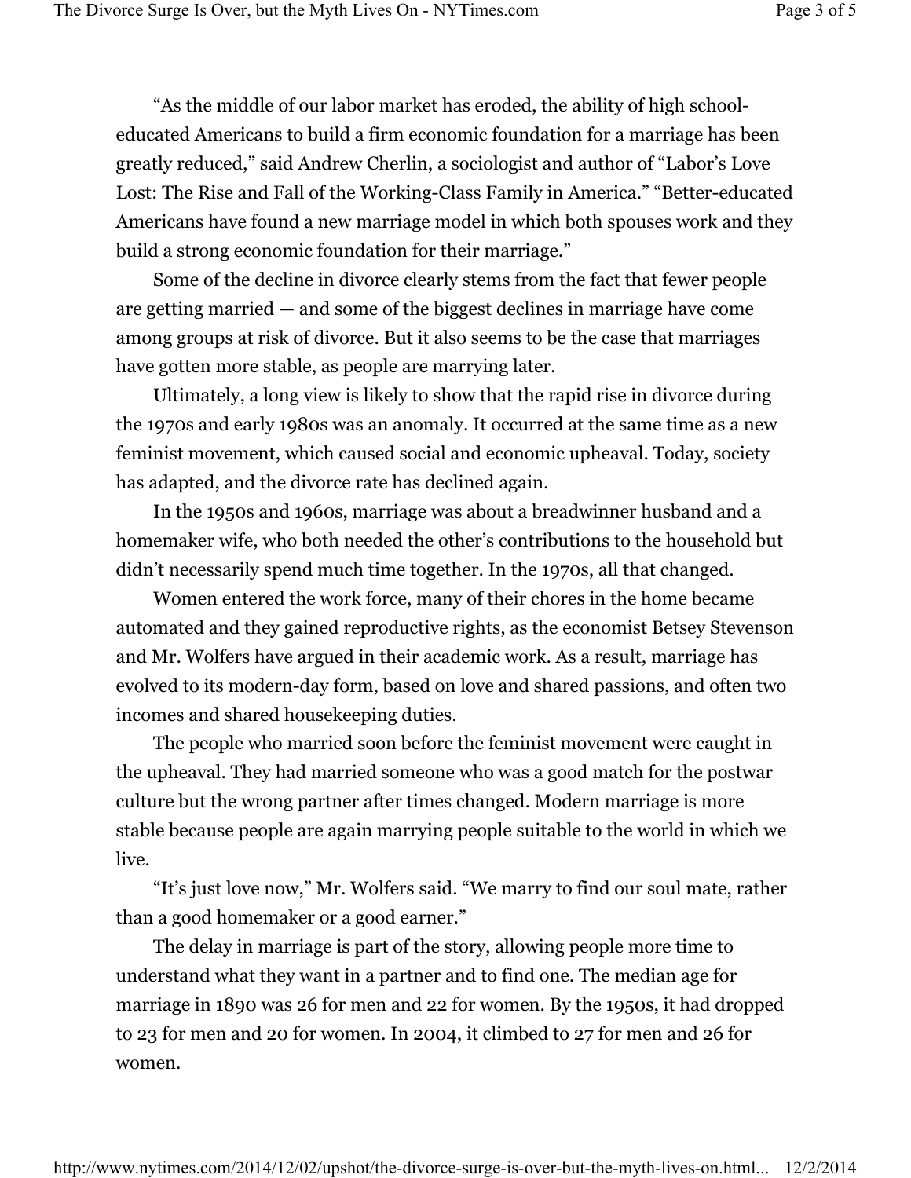"As the middle of our labor market has eroded, the ability of high school-educated Americans to build a firm economic foundation for a marriage has been greatly reduced," said Andrew Cherlin, a sociologist and author of "Labor's Love Lost: The Rise and Fall of the Working-Class Family in America." "Better-educated Americans have found a new marriage model in which both spouses work and they build a strong economic foundation for their marriage."

Some of the decline in divorce clearly stems from the fact that fewer people are getting married — and some of the biggest declines in marriage have come among groups at risk of divorce. But it also seems to be the case that marriages have gotten more stable, as people are marrying later.

Ultimately, a long view is likely to show that the rapid rise in divorce during the 1970s and early 1980s was an anomaly. It occurred at the same time as a new feminist movement, which caused social and economic upheaval. Today, society has adapted, and the divorce rate has declined again.

In the 1950s and 1960s, marriage was about a breadwinner husband and a homemaker wife, who both needed the other's contributions to the household but didn't necessarily spend much time together. In the 1970s, all that changed.

Women entered the work force, many of their chores in the home became automated and they gained reproductive rights, as the economist Betsey Stevenson and Mr. Wolfers have argued in their academic work. As a result, marriage has evolved to its modern-day form, based on love and shared passions, and often two incomes and shared housekeeping duties.

The people who married soon before the feminist movement were caught in the upheaval. They had married someone who was a good match for the postwar culture but the wrong partner after times changed. Modern marriage is more stable because people are again marrying people suitable to the world in which we live.

"It's just love now," Mr. Wolfers said. "We marry to find our soul mate, rather than a good homemaker or a good earner."

The delay in marriage is part of the story, allowing people more time to understand what they want in a partner and to find one. The median age for marriage in 1890 was 26 for men and 22 for women. By the 1950s, it had dropped to 23 for men and 20 for women. In 2004, it climbed to 27 for men and 26 for women.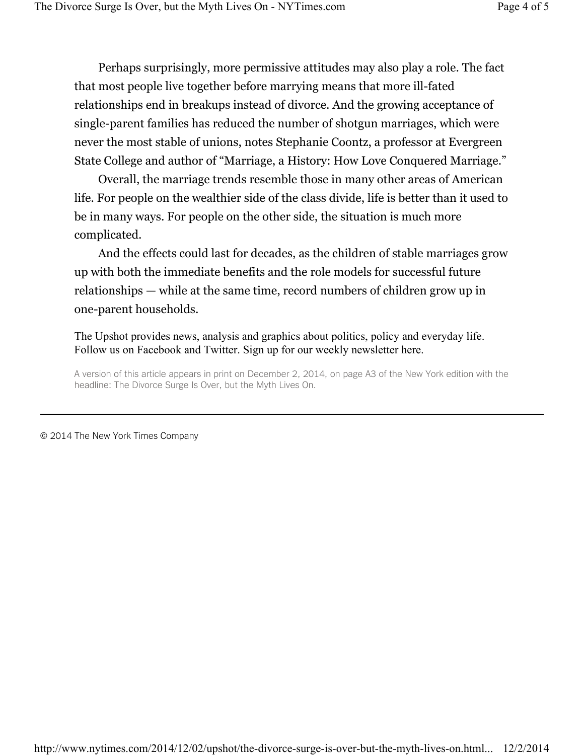Perhaps surprisingly, more permissive attitudes may also play a role. The fact that most people live together before marrying means that more ill-fated relationships end in breakups instead of divorce. And the growing acceptance of single-parent families has reduced the number of shotgun marriages, which were never the most stable of unions, notes Stephanie Coontz, a professor at Evergreen State College and author of "Marriage, a History: How Love Conquered Marriage."

Overall, the marriage trends resemble those in many other areas of American life. For people on the wealthier side of the class divide, life is better than it used to be in many ways. For people on the other side, the situation is much more complicated.

And the effects could last for decades, as the children of stable marriages grow up with both the immediate benefits and the role models for successful future relationships — while at the same time, record numbers of children grow up in one-parent households.

The Upshot provides news, analysis and graphics about politics, policy and everyday life. Follow us on Facebook and Twitter. Sign up for our weekly newsletter here.

A version of this article appears in print on December 2, 2014, on page A3 of the New York edition with the headline: The Divorce Surge Is Over, but the Myth Lives On.

---

© 2014 The New York Times Company